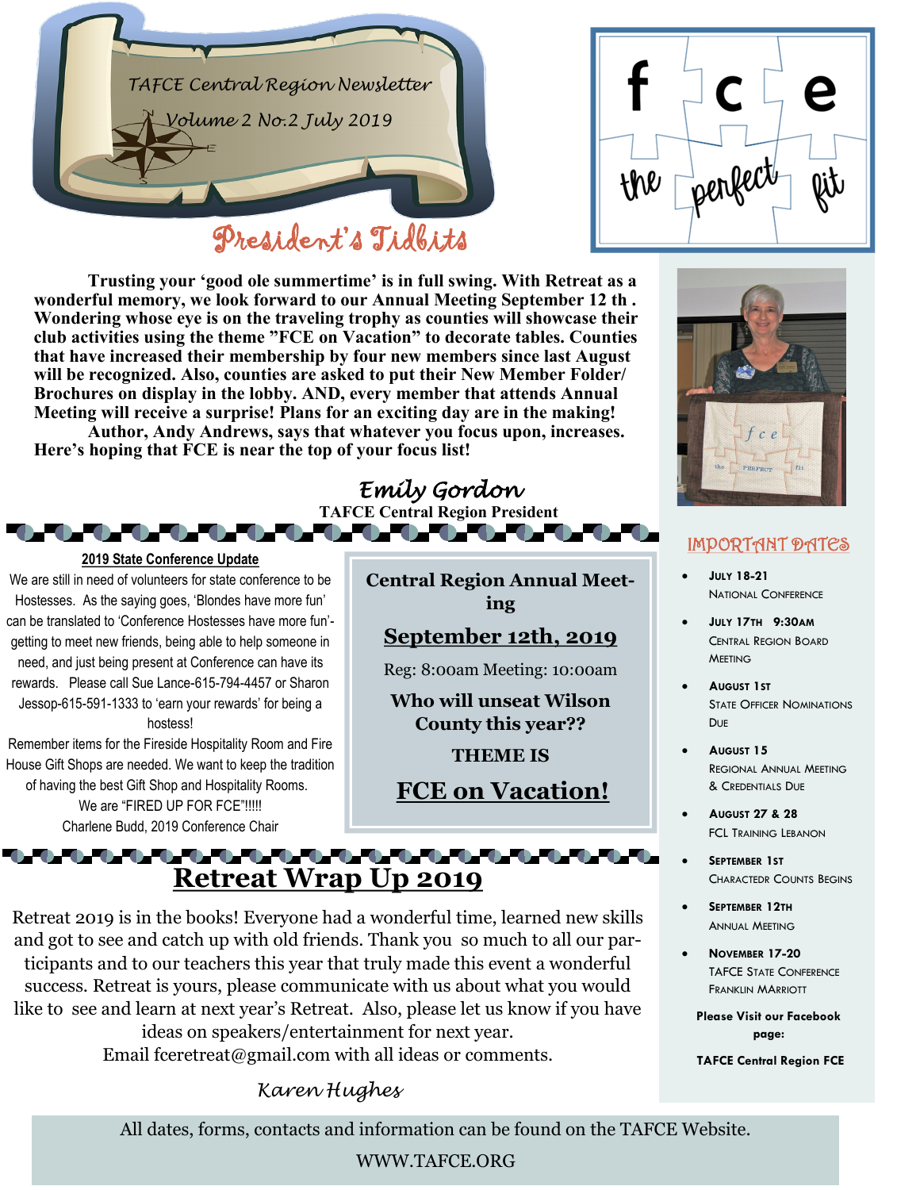TAFCE Central Region Newsletter

Volume 2 No.2 July 2019

fce the perfect fit

# President's Tidbits

**Trusting your 'good ole summertime' is in full swing. With Retreat as a wonderful memory, we look forward to our Annual Meeting September 12 th . Wondering whose eye is on the traveling trophy as counties will showcase their club activities using the theme "FCE on Vacation" to decorate tables. Counties that have increased their membership by four new members since last August will be recognized. Also, counties are asked to put their New Member Folder/ Brochures on display in the lobby. AND, every member that attends Annual Meeting will receive a surprise! Plans for an exciting day are in the making!**

**Author, Andy Andrews, says that whatever you focus upon, increases. Here's hoping that FCE is near the top of your focus list!**

*Emily Gordon*

**TAFCE Central Region President**

## 2019 State Conference Update

We are still in need of volunteers for state conference to be Hostesses. As the saying goes, 'Blondes have more fun' can be translated to 'Conference Hostesses have more fun'-getting to meet new friends, being able to help someone in need, and just being present at Conference can have its rewards. Please call Sue Lance-615-794-4457 or Sharon Jessop-615-591-1333 to 'earn your rewards' for being a hostess!

Remember items for the Fireside Hospitality Room and Fire House Gift Shops are needed. We want to keep the tradition of having the best Gift Shop and Hospitality Rooms.

We are "FIRED UP FOR FCE"!!!!!

Charlene Budd, 2019 Conference Chair

**Central Region Annual Meeting**

**September 12th, 2019**

Reg: 8:00am Meeting: 10:00am

**Who will unseat Wilson County this year??**

**THEME IS**

**FCE on Vacation!**

## Retreat Wrap Up 2019

Retreat 2019 is in the books! Everyone had a wonderful time, learned new skills and got to see and catch up with old friends. Thank you so much to all our participants and to our teachers this year that truly made this event a wonderful success. Retreat is yours, please communicate with us about what you would like to see and learn at next year's Retreat. Also, please let us know if you have ideas on speakers/entertainment for next year.

Email fceretreat@gmail.com with all ideas or comments.

*Karen Hughes*

## Important Dates

- **July 18-21**
  National Conference
- **July 17th 9:30am**
  Central Region Board Meeting
- **August 1st**
  State Officer Nominations Due
- **August 15**
  Regional Annual Meeting & Credentials Due
- **August 27 & 28**
  FCL Training Lebanon
- **September 1st**
  Charactedr Counts Begins
- **September 12th**
  Annual Meeting
- **November 17-20**
  TAFCE State Conference Franklin Marriott

**Please Visit our Facebook page:**

**TAFCE Central Region FCE**

All dates, forms, contacts and information can be found on the TAFCE Website.

WWW.TAFCE.ORG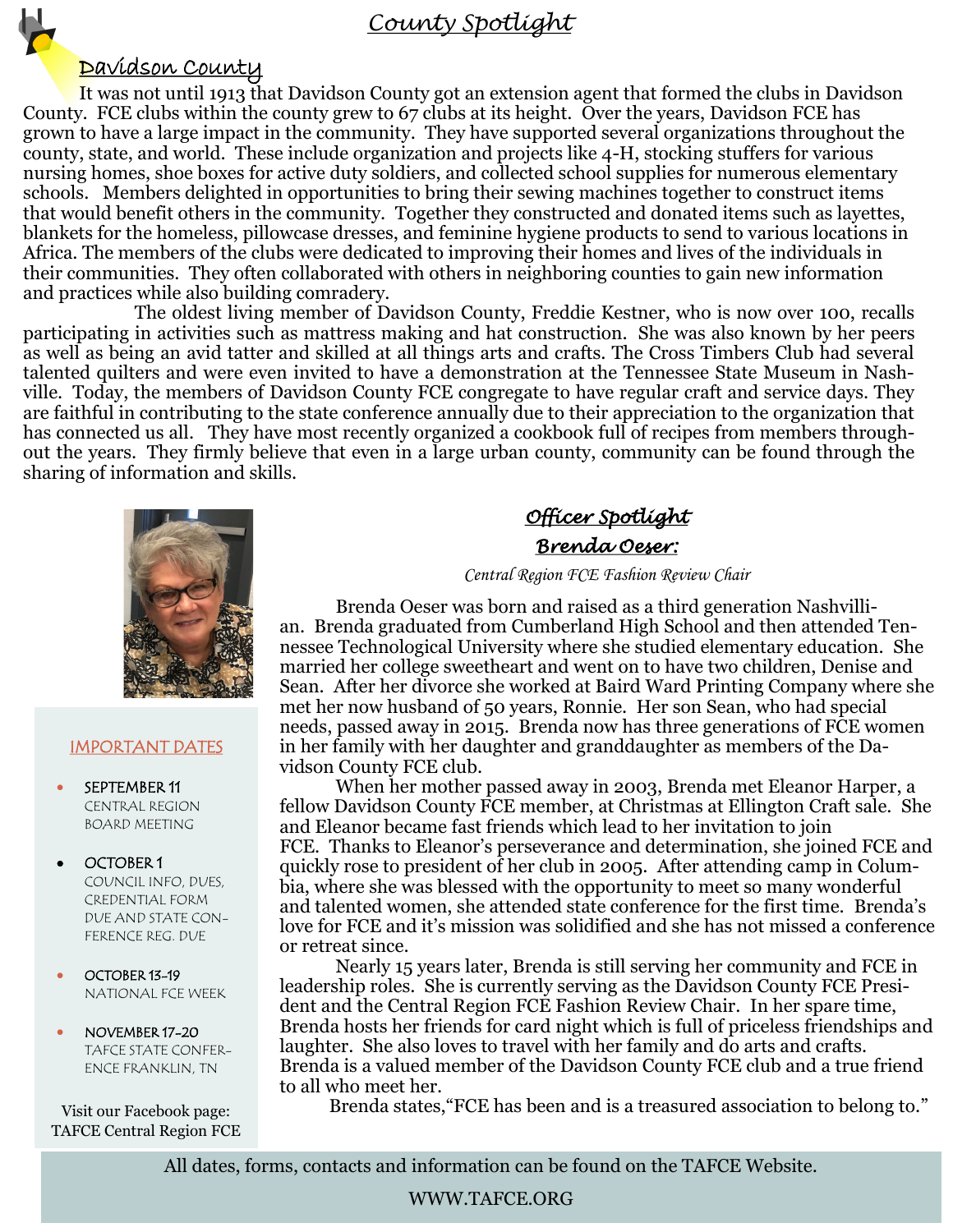# County Spotlight

## Davidson County

It was not until 1913 that Davidson County got an extension agent that formed the clubs in Davidson County. FCE clubs within the county grew to 67 clubs at its height. Over the years, Davidson FCE has grown to have a large impact in the community. They have supported several organizations throughout the county, state, and world. These include organization and projects like 4-H, stocking stuffers for various nursing homes, shoe boxes for active duty soldiers, and collected school supplies for numerous elementary schools. Members delighted in opportunities to bring their sewing machines together to construct items that would benefit others in the community. Together they constructed and donated items such as layettes, blankets for the homeless, pillowcase dresses, and feminine hygiene products to send to various locations in Africa. The members of the clubs were dedicated to improving their homes and lives of the individuals in their communities. They often collaborated with others in neighboring counties to gain new information and practices while also building comradery.

The oldest living member of Davidson County, Freddie Kestner, who is now over 100, recalls participating in activities such as mattress making and hat construction. She was also known by her peers as well as being an avid tatter and skilled at all things arts and crafts. The Cross Timbers Club had several talented quilters and were even invited to have a demonstration at the Tennessee State Museum in Nashville. Today, the members of Davidson County FCE congregate to have regular craft and service days. They are faithful in contributing to the state conference annually due to their appreciation to the organization that has connected us all. They have most recently organized a cookbook full of recipes from members throughout the years. They firmly believe that even in a large urban county, community can be found through the sharing of information and skills.

## Officer Spotlight

### Brenda Oeser:

*Central Region FCE Fashion Review Chair*

Brenda Oeser was born and raised as a third generation Nashvillian. Brenda graduated from Cumberland High School and then attended Tennessee Technological University where she studied elementary education. She married her college sweetheart and went on to have two children, Denise and Sean. After her divorce she worked at Baird Ward Printing Company where she met her now husband of 50 years, Ronnie. Her son Sean, who had special needs, passed away in 2015. Brenda now has three generations of FCE women in her family with her daughter and granddaughter as members of the Davidson County FCE club.

When her mother passed away in 2003, Brenda met Eleanor Harper, a fellow Davidson County FCE member, at Christmas at Ellington Craft sale. She and Eleanor became fast friends which lead to her invitation to join FCE. Thanks to Eleanor's perseverance and determination, she joined FCE and quickly rose to president of her club in 2005. After attending camp in Columbia, where she was blessed with the opportunity to meet so many wonderful and talented women, she attended state conference for the first time. Brenda's love for FCE and it's mission was solidified and she has not missed a conference or retreat since.

Nearly 15 years later, Brenda is still serving her community and FCE in leadership roles. She is currently serving as the Davidson County FCE President and the Central Region FCE Fashion Review Chair. In her spare time, Brenda hosts her friends for card night which is full of priceless friendships and laughter. She also loves to travel with her family and do arts and crafts. Brenda is a valued member of the Davidson County FCE club and a true friend to all who meet her.

Brenda states,"FCE has been and is a treasured association to belong to."

### IMPORTANT DATES

- SEPTEMBER 11
  CENTRAL REGION BOARD MEETING
- OCTOBER 1
  COUNCIL INFO, DUES, CREDENTIAL FORM DUE AND STATE CONFERENCE REG. DUE
- OCTOBER 13-19
  NATIONAL FCE WEEK
- NOVEMBER 17-20
  TAFCE STATE CONFERENCE FRANKLIN, TN

Visit our Facebook page: TAFCE Central Region FCE

All dates, forms, contacts and information can be found on the TAFCE Website.

WWW.TAFCE.ORG